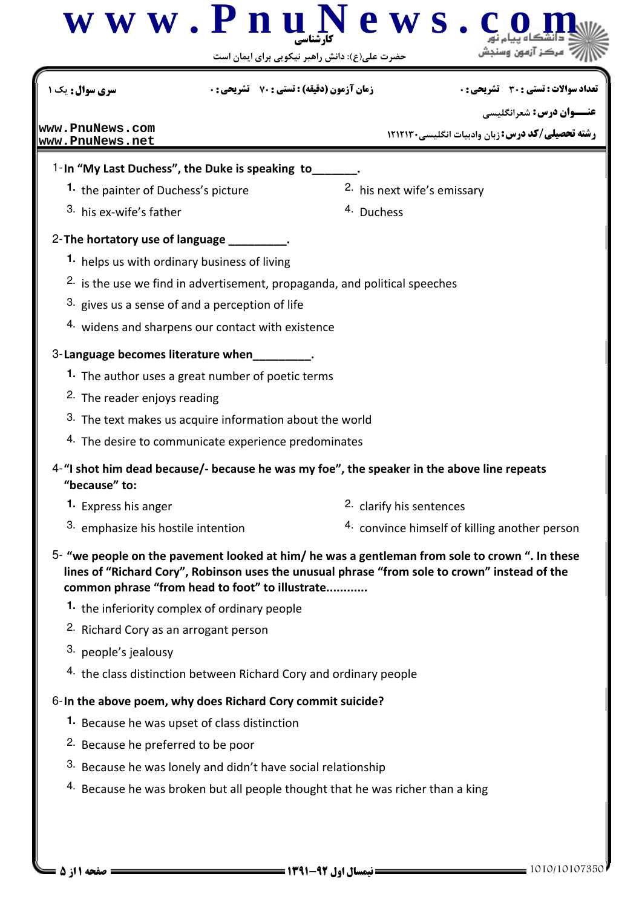**کارشناسی**

حضرت علی(ع): دانش راهبر نیکویی برای ایمان است

**سری سؤال:** یک ۱

**زمان آزمون (دقیقه) : تستی : ۷۰ تشریحی : ۰**

**تعداد سوالات : تستی : ۳۰ تشریحی : ۰**

**عنـــوان درس:** شعرانگلیسی

**رشته تحصیلی/کد درس:** زبان وادبیات انگلیسی۱۲۱۲۱۳۰

1- **In "My Last Duchess", the Duke is speaking to_______.**

1. the painter of Duchess's picture
2. his next wife's emissary
3. his ex-wife's father
4. Duchess

2- **The hortatory use of language _________.**

1. helps us with ordinary business of living
2. is the use we find in advertisement, propaganda, and political speeches
3. gives us a sense of and a perception of life
4. widens and sharpens our contact with existence

3- **Language becomes literature when_________.**

1. The author uses a great number of poetic terms
2. The reader enjoys reading
3. The text makes us acquire information about the world
4. The desire to communicate experience predominates

4- **"I shot him dead because/- because he was my foe", the speaker in the above line repeats "because" to:**

1. Express his anger
2. clarify his sentences
3. emphasize his hostile intention
4. convince himself of killing another person

5- **"we people on the pavement looked at him/ he was a gentleman from sole to crown ". In these lines of "Richard Cory", Robinson uses the unusual phrase "from sole to crown" instead of the common phrase "from head to foot" to illustrate............**

1. the inferiority complex of ordinary people
2. Richard Cory as an arrogant person
3. people's jealousy
4. the class distinction between Richard Cory and ordinary people

6- **In the above poem, why does Richard Cory commit suicide?**

1. Because he was upset of class distinction
2. Because he preferred to be poor
3. Because he was lonely and didn't have social relationship
4. Because he was broken but all people thought that he was richer than a king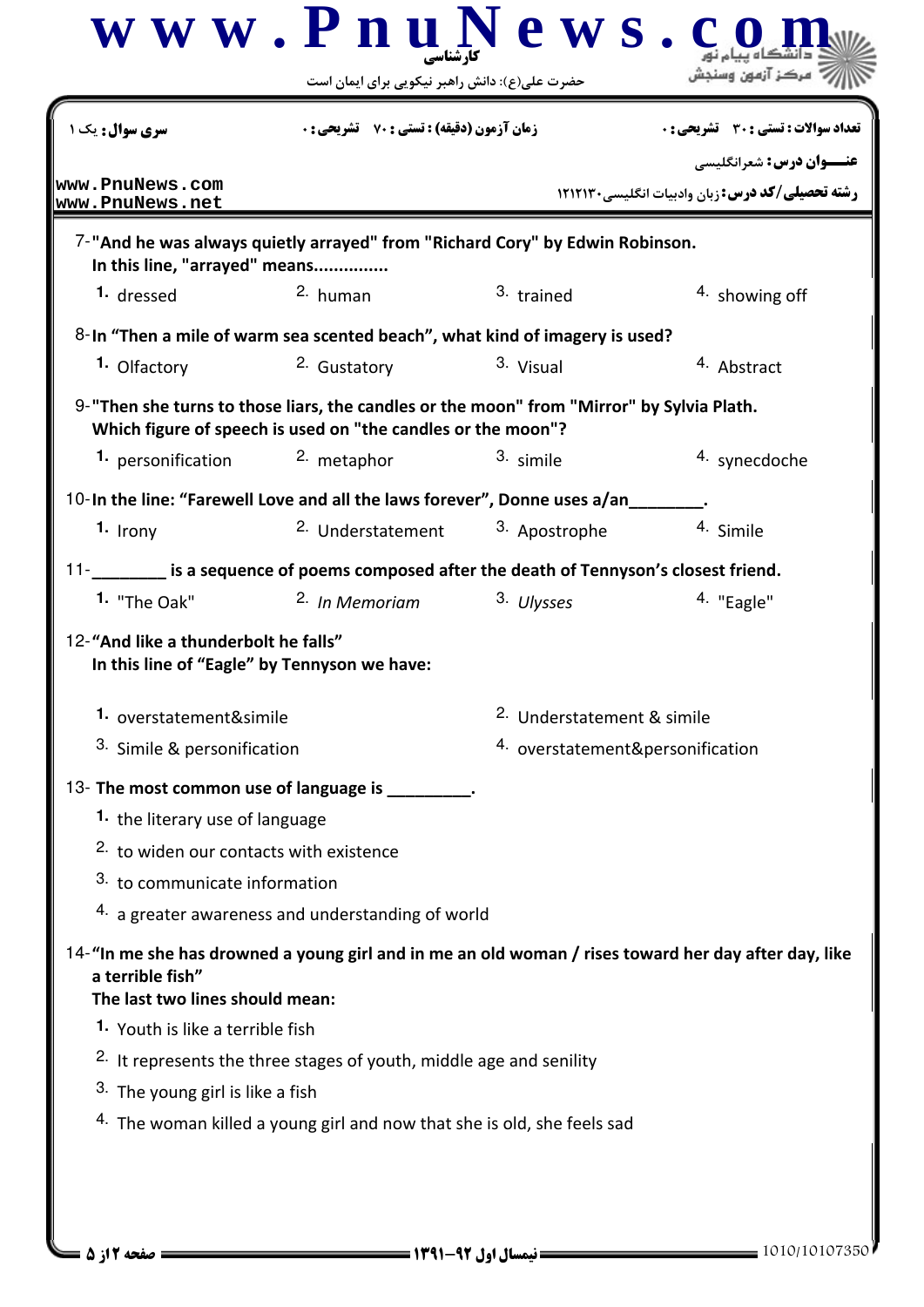7- "And he was always quietly arrayed" from "Richard Cory" by Edwin Robinson.
In this line, "arrayed" means...............

1. dressed
2. human
3. trained
4. showing off

8- In "Then a mile of warm sea scented beach", what kind of imagery is used?

1. Olfactory
2. Gustatory
3. Visual
4. Abstract

9- "Then she turns to those liars, the candles or the moon" from "Mirror" by Sylvia Plath.
Which figure of speech is used on "the candles or the moon"?

1. personification
2. metaphor
3. simile
4. synecdoche

10- In the line: "Farewell Love and all the laws forever", Donne uses a/an________.

1. Irony
2. Understatement
3. Apostrophe
4. Simile

11- ________ is a sequence of poems composed after the death of Tennyson's closest friend.

1. "The Oak"
2. *In Memoriam*
3. *Ulysses*
4. "Eagle"

12- "And like a thunderbolt he falls"
In this line of "Eagle" by Tennyson we have:

1. overstatement&simile
2. Understatement & simile
3. Simile & personification
4. overstatement&personification

13- The most common use of language is _________.

1. the literary use of language
2. to widen our contacts with existence
3. to communicate information
4. a greater awareness and understanding of world

14- "In me she has drowned a young girl and in me an old woman / rises toward her day after day, like a terrible fish"
The last two lines should mean:

1. Youth is like a terrible fish
2. It represents the three stages of youth, middle age and senility
3. The young girl is like a fish
4. The woman killed a young girl and now that she is old, she feels sad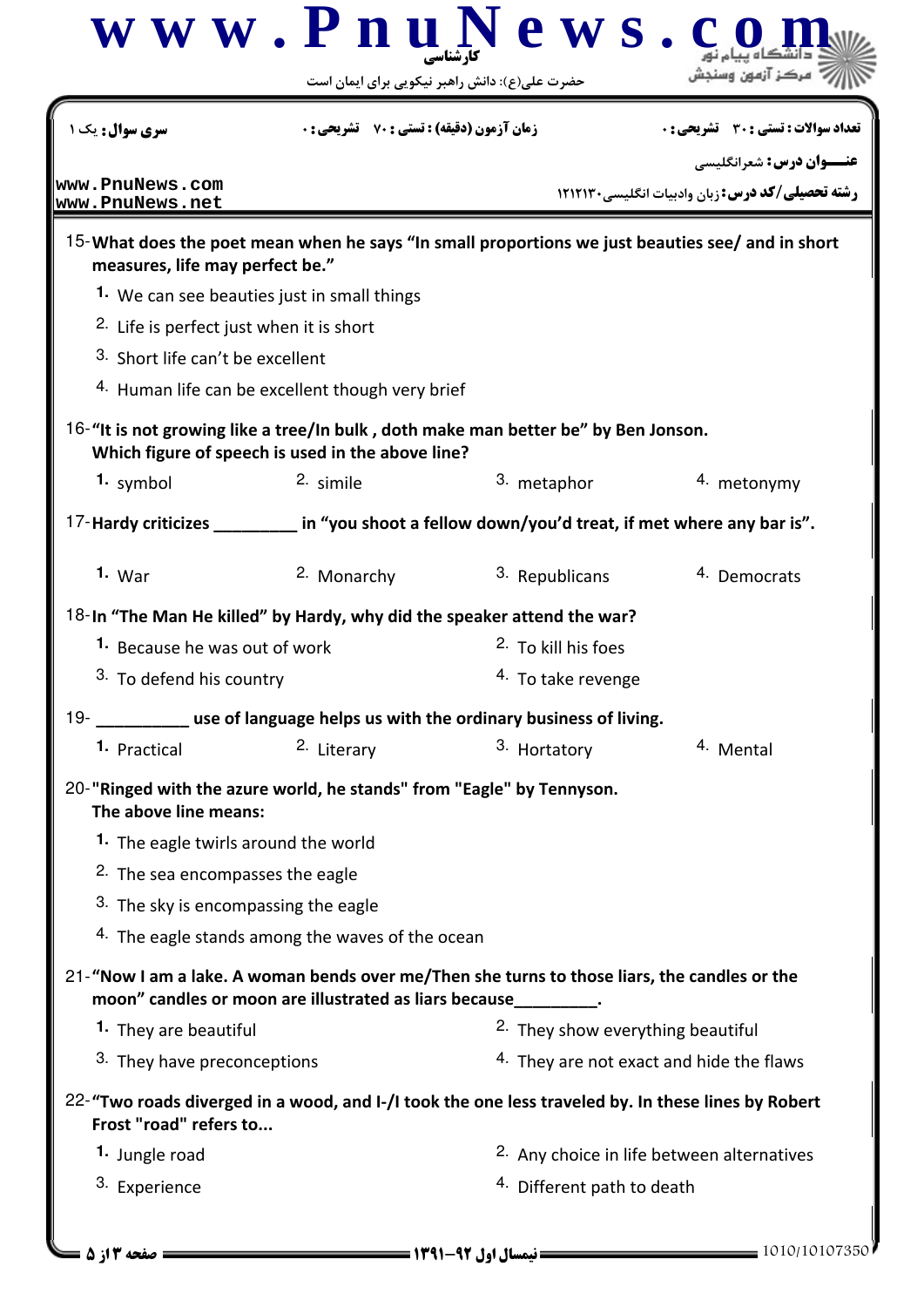15- **What does the poet mean when he says "In small proportions we just beauties see/ and in short measures, life may perfect be."**

1. We can see beauties just in small things
2. Life is perfect just when it is short
3. Short life can't be excellent
4. Human life can be excellent though very brief

16- **"It is not growing like a tree/In bulk , doth make man better be" by Ben Jonson. Which figure of speech is used in the above line?**

1. symbol
2. simile
3. metaphor
4. metonymy

17- **Hardy criticizes _________ in "you shoot a fellow down/you'd treat, if met where any bar is".**

1. War
2. Monarchy
3. Republicans
4. Democrats

18- **In "The Man He killed" by Hardy, why did the speaker attend the war?**

1. Because he was out of work
2. To kill his foes
3. To defend his country
4. To take revenge

19- **__________ use of language helps us with the ordinary business of living.**

1. Practical
2. Literary
3. Hortatory
4. Mental

20- **"Ringed with the azure world, he stands" from "Eagle" by Tennyson. The above line means:**

1. The eagle twirls around the world
2. The sea encompasses the eagle
3. The sky is encompassing the eagle
4. The eagle stands among the waves of the ocean

21- **"Now I am a lake. A woman bends over me/Then she turns to those liars, the candles or the moon" candles or moon are illustrated as liars because_________.**

1. They are beautiful
2. They show everything beautiful
3. They have preconceptions
4. They are not exact and hide the flaws

22- **"Two roads diverged in a wood, and I-/I took the one less traveled by. In these lines by Robert Frost "road" refers to...**

1. Jungle road
2. Any choice in life between alternatives
3. Experience
4. Different path to death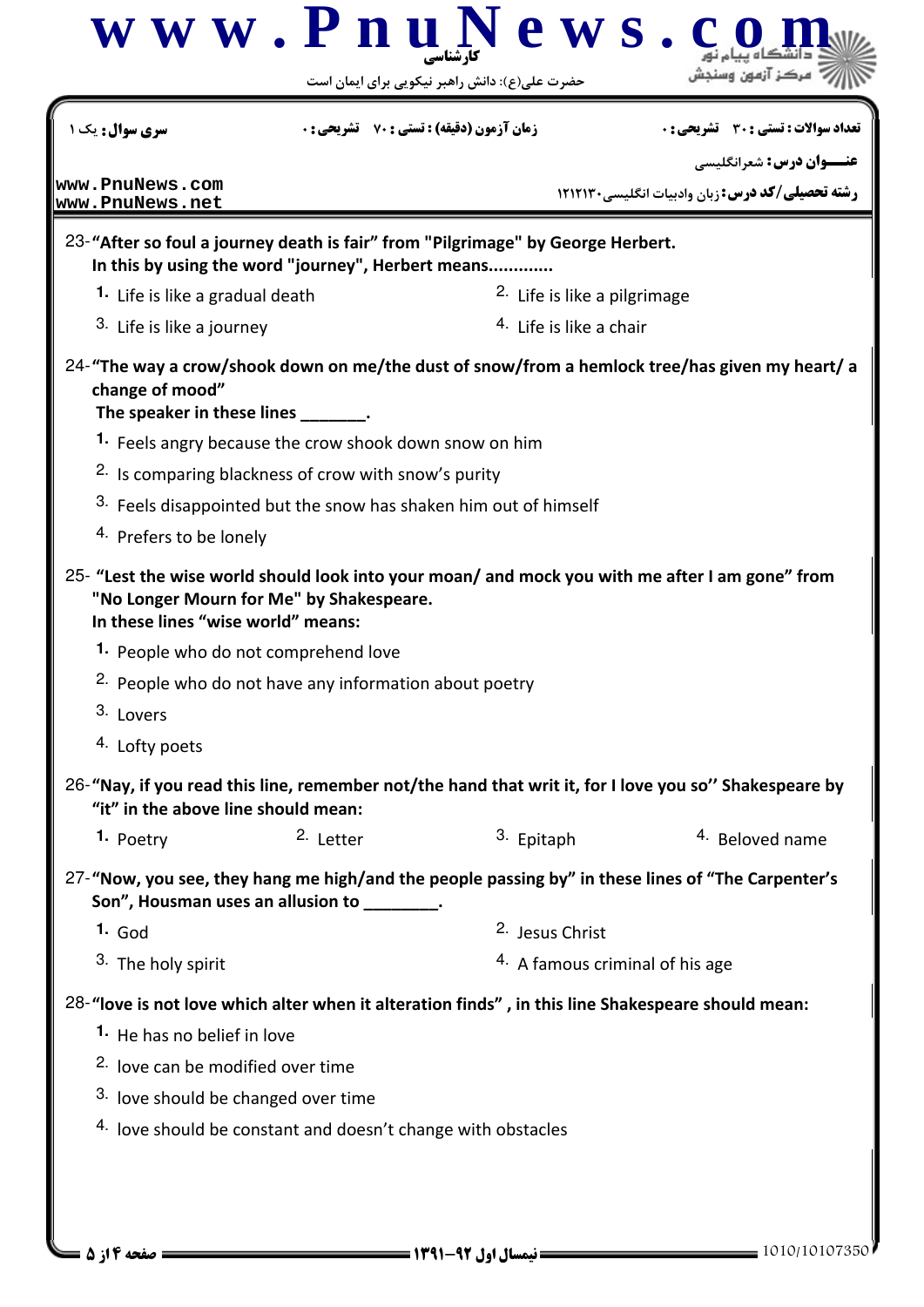| سری سوال: یک ۱ | زمان آزمون (دقیقه) : تستی : ۷۰ تشریحی : ۰ | تعداد سوالات : تستی : ۳۰ تشریحی : ۰ |
|---|---|---|

عنـــوان درس: شعرانگلیسی

رشته تحصیلی/کد درس: زبان وادبیات انگلیسی ۱۲۱۲۱۳۰

23- **"After so foul a journey death is fair" from "Pilgrimage" by George Herbert. In this by using the word "journey", Herbert means.............**

1. Life is like a gradual death
2. Life is like a pilgrimage
3. Life is like a journey
4. Life is like a chair

24- **"The way a crow/shook down on me/the dust of snow/from a hemlock tree/has given my heart/ a change of mood" The speaker in these lines _______.**

1. Feels angry because the crow shook down snow on him
2. Is comparing blackness of crow with snow's purity
3. Feels disappointed but the snow has shaken him out of himself
4. Prefers to be lonely

25- **"Lest the wise world should look into your moan/ and mock you with me after I am gone" from "No Longer Mourn for Me" by Shakespeare. In these lines "wise world" means:**

1. People who do not comprehend love
2. People who do not have any information about poetry
3. Lovers
4. Lofty poets

26- **"Nay, if you read this line, remember not/the hand that writ it, for I love you so'' Shakespeare by "it" in the above line should mean:**

1. Poetry
2. Letter
3. Epitaph
4. Beloved name

27- **"Now, you see, they hang me high/and the people passing by" in these lines of "The Carpenter's Son", Housman uses an allusion to ________.**

1. God
2. Jesus Christ
3. The holy spirit
4. A famous criminal of his age

28- **"love is not love which alter when it alteration finds" , in this line Shakespeare should mean:**

1. He has no belief in love
2. love can be modified over time
3. love should be changed over time
4. love should be constant and doesn't change with obstacles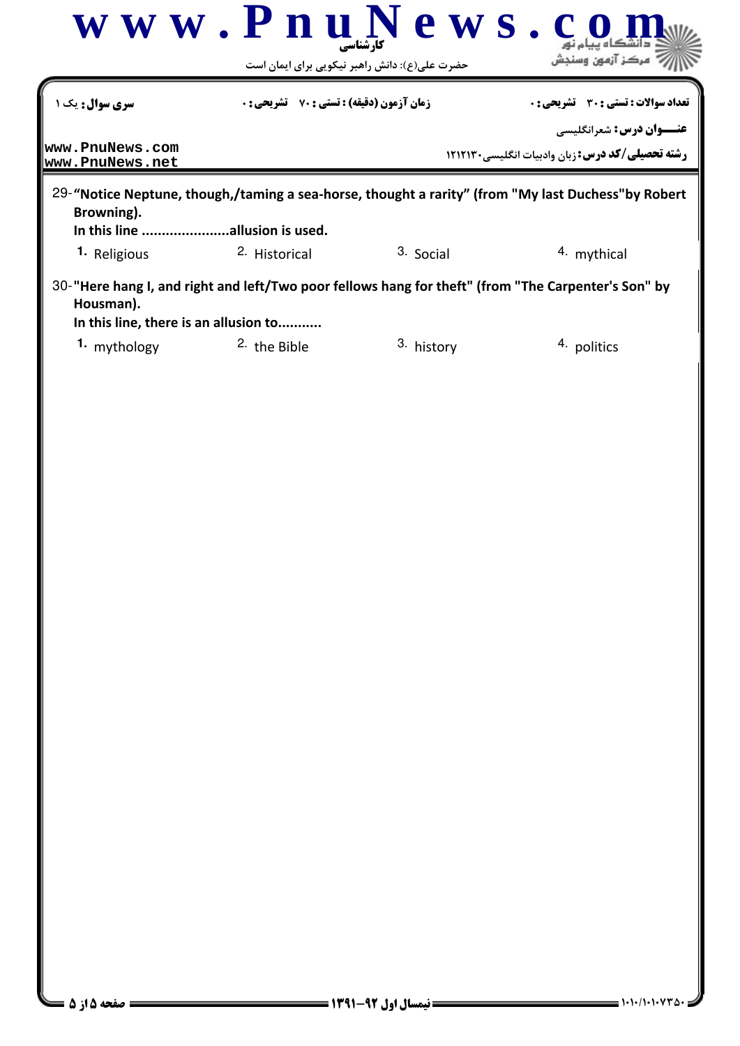29- **"Notice Neptune, though,/taming a sea-horse, thought a rarity" (from "My last Duchess"by Robert Browning).**
**In this line ......................allusion is used.**

1. Religious
2. Historical
3. Social
4. mythical

30- **"Here hang I, and right and left/Two poor fellows hang for theft" (from "The Carpenter's Son" by Housman).**
**In this line, there is an allusion to...........**

1. mythology
2. the Bible
3. history
4. politics